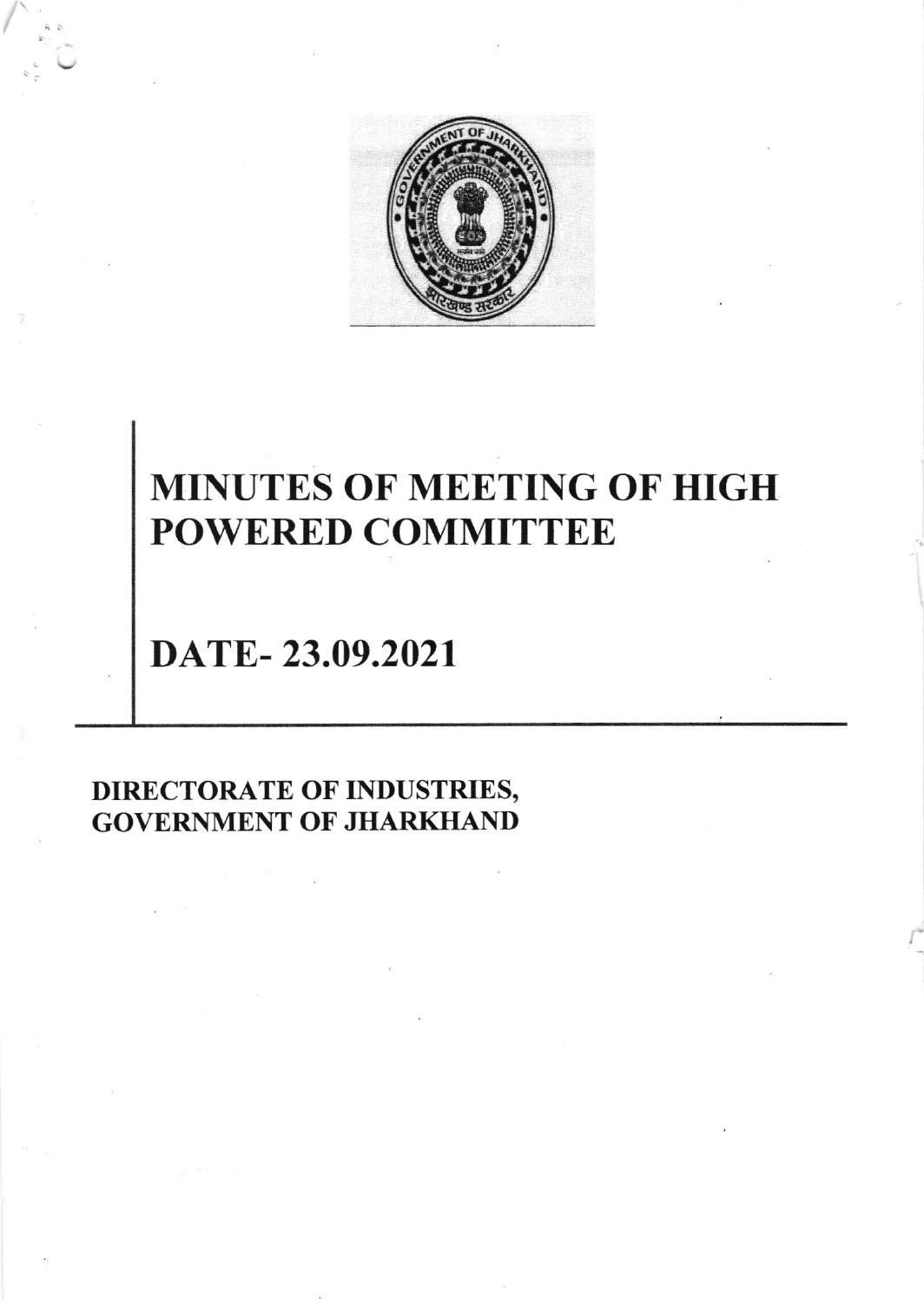# MINUTES OF MEETING OF HIGH POWERED COMMITTEE

## DATE- 23.09.2021

**DIRECTORATE OF INDUSTRIES,**
**GOVERNMENT OF JHARKHAND**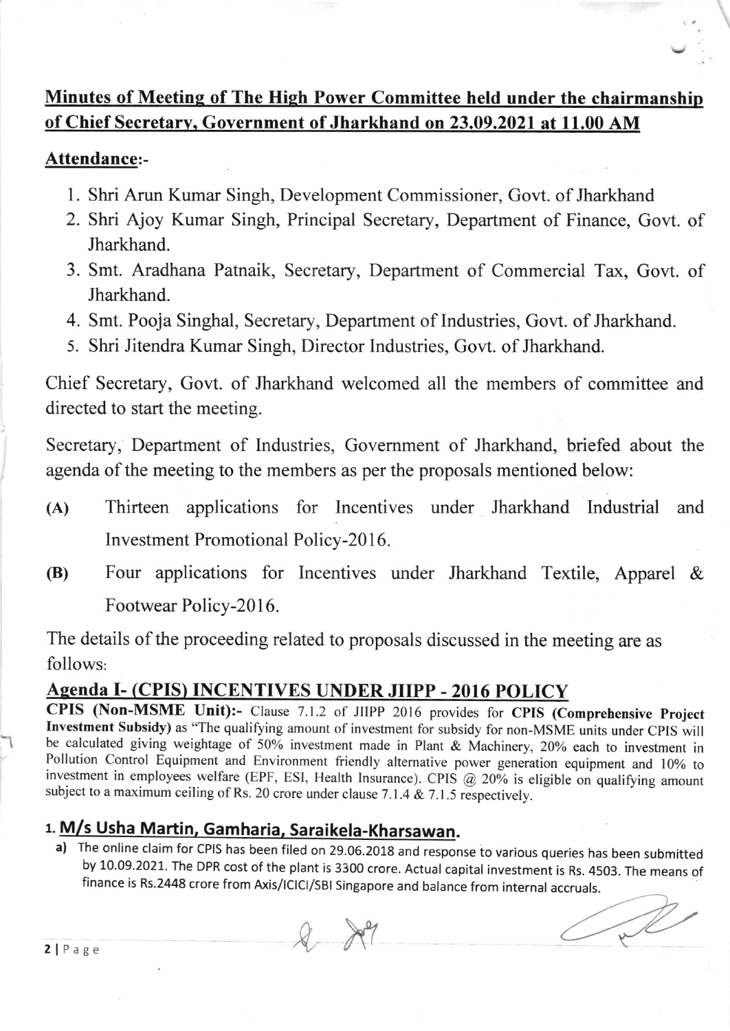## Minutes of Meeting of The High Power Committee held under the chairmanship of Chief Secretary, Government of Jharkhand on 23.09.2021 at 11.00 AM

### Attendance:-

1. Shri Arun Kumar Singh, Development Commissioner, Govt. of Jharkhand
2. Shri Ajoy Kumar Singh, Principal Secretary, Department of Finance, Govt. of Jharkhand.
3. Smt. Aradhana Patnaik, Secretary, Department of Commercial Tax, Govt. of Jharkhand.
4. Smt. Pooja Singhal, Secretary, Department of Industries, Govt. of Jharkhand.
5. Shri Jitendra Kumar Singh, Director Industries, Govt. of Jharkhand.

Chief Secretary, Govt. of Jharkhand welcomed all the members of committee and directed to start the meeting.

Secretary, Department of Industries, Government of Jharkhand, briefed about the agenda of the meeting to the members as per the proposals mentioned below:

**(A)** Thirteen applications for Incentives under Jharkhand Industrial and Investment Promotional Policy-2016.

**(B)** Four applications for Incentives under Jharkhand Textile, Apparel & Footwear Policy-2016.

The details of the proceeding related to proposals discussed in the meeting are as follows:

## Agenda I- (CPIS) INCENTIVES UNDER JIIPP - 2016 POLICY

**CPIS (Non-MSME Unit):-** Clause 7.1.2 of JIIPP 2016 provides for **CPIS (Comprehensive Project Investment Subsidy)** as "The qualifying amount of investment for subsidy for non-MSME units under CPIS will be calculated giving weightage of 50% investment made in Plant & Machinery, 20% each to investment in Pollution Control Equipment and Environment friendly alternative power generation equipment and 10% to investment in employees welfare (EPF, ESI, Health Insurance). CPIS @ 20% is eligible on qualifying amount subject to a maximum ceiling of Rs. 20 crore under clause 7.1.4 & 7.1.5 respectively.

### 1. M/s Usha Martin, Gamharia, Saraikela-Kharsawan.

a) The online claim for CPIS has been filed on 29.06.2018 and response to various queries has been submitted by 10.09.2021. The DPR cost of the plant is 3300 crore. Actual capital investment is Rs. 4503. The means of finance is Rs.2448 crore from Axis/ICICI/SBI Singapore and balance from internal accruals.